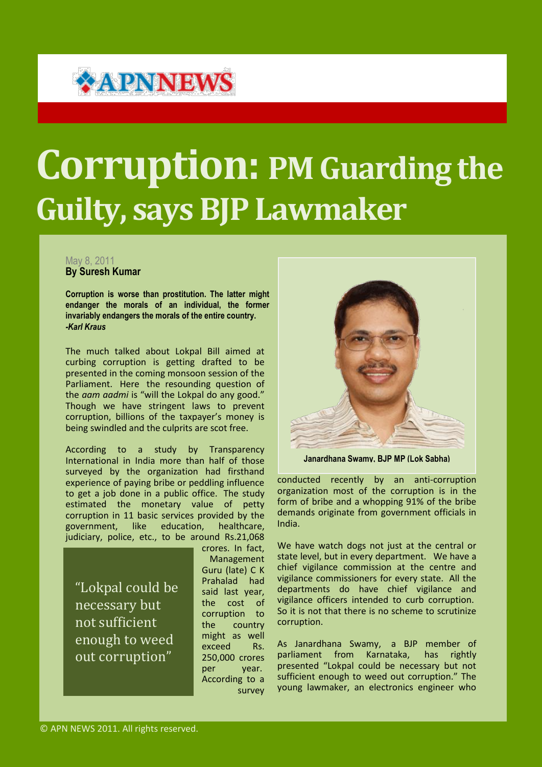# Corruption: PM Guarding the Guilty, says BJP Lawmaker

May 8, 2011
**By Suresh Kumar**

**Corruption is worse than prostitution. The latter might endanger the morals of an individual, the former invariably endangers the morals of the entire country.**
***-Karl Kraus***

The much talked about Lokpal Bill aimed at curbing corruption is getting drafted to be presented in the coming monsoon session of the Parliament. Here the resounding question of the *aam aadmi* is "will the Lokpal do any good." Though we have stringent laws to prevent corruption, billions of the taxpayer's money is being swindled and the culprits are scot free.

According to a study by Transparency International in India more than half of those surveyed by the organization had firsthand experience of paying bribe or peddling influence to get a job done in a public office. The study estimated the monetary value of petty corruption in 11 basic services provided by the government, like education, healthcare, judiciary, police, etc., to be around Rs.21,068 crores. In fact, Management Guru (late) C K Prahalad had said last year, the cost of corruption to the country might as well exceed Rs. 250,000 crores per year. According to a survey conducted recently by an anti-corruption organization most of the corruption is in the form of bribe and a whopping 91% of the bribe demands originate from government officials in India.

> "Lokpal could be necessary but not sufficient enough to weed out corruption"

Janardhana Swamy, BJP MP (Lok Sabha)

We have watch dogs not just at the central or state level, but in every department. We have a chief vigilance commission at the centre and vigilance commissioners for every state. All the departments do have chief vigilance and vigilance officers intended to curb corruption. So it is not that there is no scheme to scrutinize corruption.

As Janardhana Swamy, a BJP member of parliament from Karnataka, has rightly presented "Lokpal could be necessary but not sufficient enough to weed out corruption." The young lawmaker, an electronics engineer who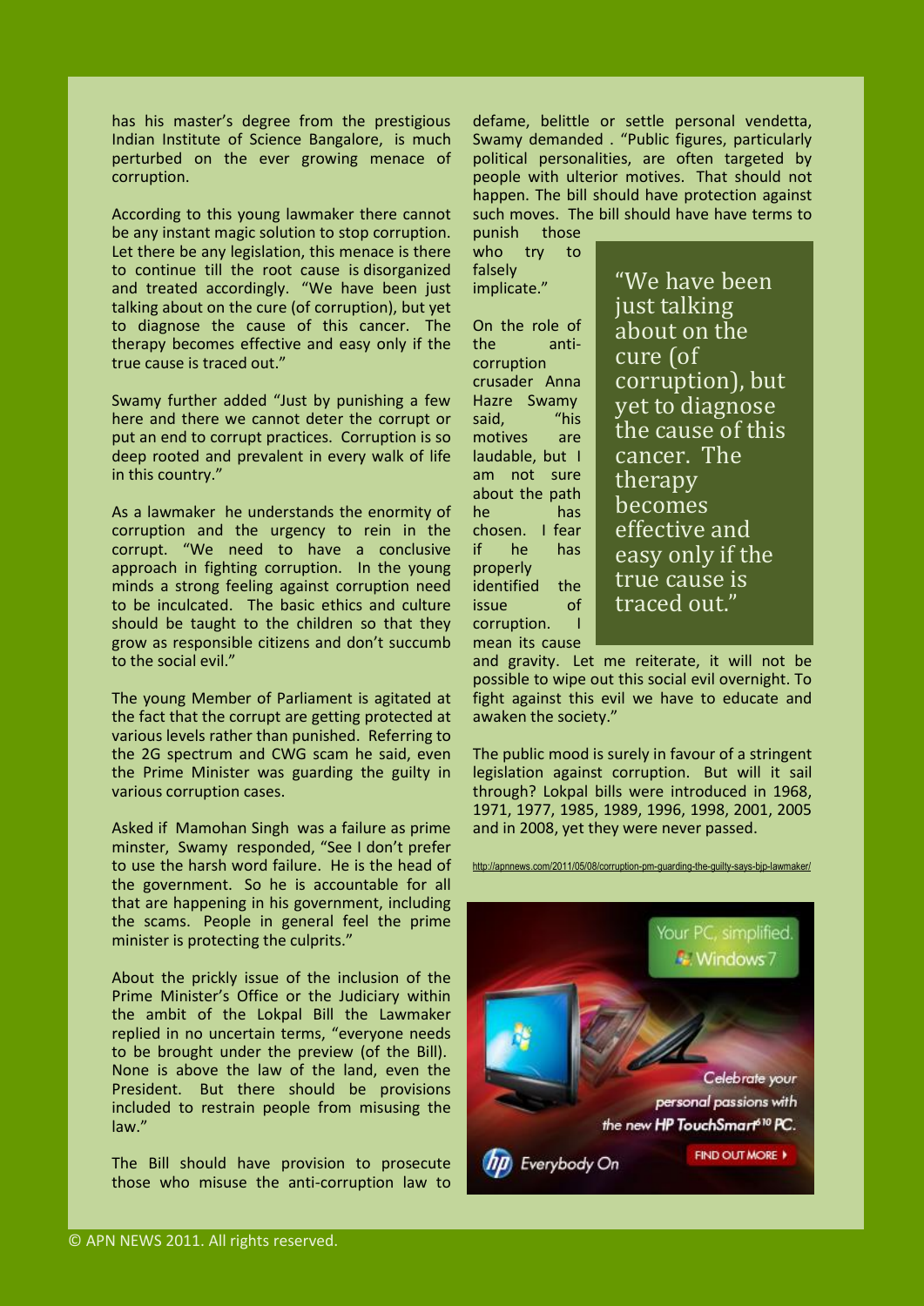has his master's degree from the prestigious Indian Institute of Science Bangalore, is much perturbed on the ever growing menace of corruption.

According to this young lawmaker there cannot be any instant magic solution to stop corruption. Let there be any legislation, this menace is there to continue till the root cause is disorganized and treated accordingly. "We have been just talking about on the cure (of corruption), but yet to diagnose the cause of this cancer. The therapy becomes effective and easy only if the true cause is traced out."

Swamy further added "Just by punishing a few here and there we cannot deter the corrupt or put an end to corrupt practices. Corruption is so deep rooted and prevalent in every walk of life in this country."

As a lawmaker he understands the enormity of corruption and the urgency to rein in the corrupt. "We need to have a conclusive approach in fighting corruption. In the young minds a strong feeling against corruption need to be inculcated. The basic ethics and culture should be taught to the children so that they grow as responsible citizens and don't succumb to the social evil."

The young Member of Parliament is agitated at the fact that the corrupt are getting protected at various levels rather than punished. Referring to the 2G spectrum and CWG scam he said, even the Prime Minister was guarding the guilty in various corruption cases.

Asked if Mamohan Singh was a failure as prime minster, Swamy responded, "See I don't prefer to use the harsh word failure. He is the head of the government. So he is accountable for all that are happening in his government, including the scams. People in general feel the prime minister is protecting the culprits."

About the prickly issue of the inclusion of the Prime Minister's Office or the Judiciary within the ambit of the Lokpal Bill the Lawmaker replied in no uncertain terms, "everyone needs to be brought under the preview (of the Bill). None is above the law of the land, even the President. But there should be provisions included to restrain people from misusing the law."

The Bill should have provision to prosecute those who misuse the anti-corruption law to defame, belittle or settle personal vendetta, Swamy demanded . "Public figures, particularly political personalities, are often targeted by people with ulterior motives. That should not happen. The bill should have protection against such moves. The bill should have have terms to punish those who try to falsely implicate."

> "We have been just talking about on the cure (of corruption), but yet to diagnose the cause of this cancer. The therapy becomes effective and easy only if the true cause is traced out."

On the role of the anti-corruption crusader Anna Hazre Swamy said, "his motives are laudable, but I am not sure about the path he has chosen. I fear if he has properly identified the issue of corruption. I mean its cause and gravity. Let me reiterate, it will not be possible to wipe out this social evil overnight. To fight against this evil we have to educate and awaken the society."

The public mood is surely in favour of a stringent legislation against corruption. But will it sail through? Lokpal bills were introduced in 1968, 1971, 1977, 1985, 1989, 1996, 1998, 2001, 2005 and in 2008, yet they were never passed.

http://apnnews.com/2011/05/08/corruption-pm-guarding-the-guilty-says-bjp-lawmaker/

Your PC, simplified. Windows 7

Celebrate your personal passions with the new HP TouchSmart 610 PC.

Everybody On

FIND OUT MORE

© APN NEWS 2011. All rights reserved.